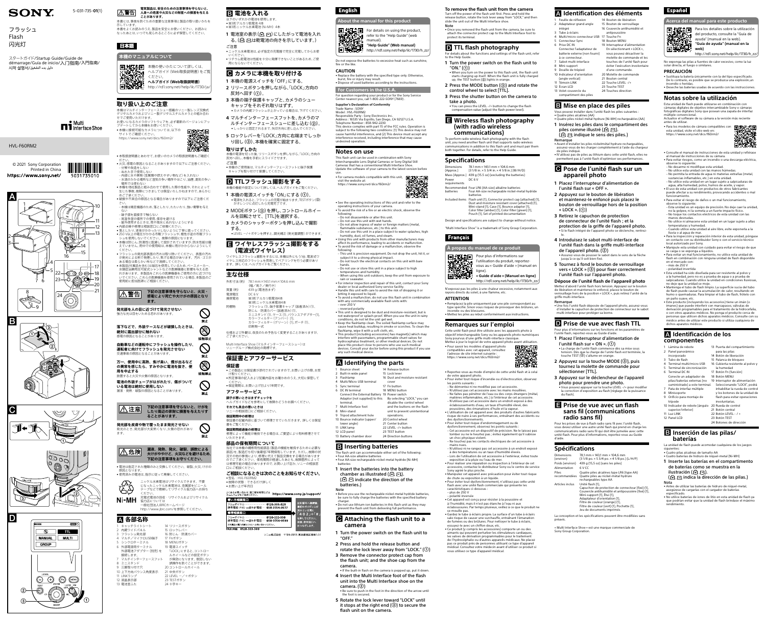SONY

5-031-735-**01**(1)

フラッシュ
Flash
闪光灯

スタートガイド/Startup Guide/Guide de démarrage/Guía de inicio/入门指南/入門指南/시작 설명서/دليل بدء التشغيل

HVL-F60RM2

© 2021 Sony Corporation
Printed in China

https://www.sony.net/

5031735010

## 日本語

### 本機のマニュアルについて

本機の使いかたについて詳しくは、ヘルプガイド（Web取扱説明書）をご覧ください。
**ヘルプガイド（Web取扱説明書）**
http://rd1.sony.net/help/ilc/1730/ja/

### 取り扱い上のご注意

本機はマルチインターフェースシュー搭載のソニー製レンズ交換式デジタルカメラおよびソニー製デジタルスチルカメラとの組み合わせでご使用いただけます。
お使いになるカメラのソフトウェアを、必ず最新のバージョンにアップデートしてから本機をお使いください。
- 本機に接続可能なカメラについては、以下のサイトでご確認ください。
https://www.sony.net/dics/f60rm2/

- 本取扱説明書とあわせて、お使いのカメラの取扱説明書もご確認ください。
- 火災、感電の原因となることがありますので以下にご注意ください。
  - 分解や改造をしない
  - 水のたまりで使用しない
  - 内部に水や異物（金属類や燃えやすい物など）を入れない
  - 水滴のかかる場所など湿気の多い場所や油煙、湯気、ほこりの多い場所では使用しない
- 本機を他社製品と組み合わせて使用した際の性能や、それによって生じた事故、故障につきましては保証いたしかねますので、あらかじめご了承ください。
- 破損や不具合の原因となる場合がありますので以下にご注意ください。
  - 本機は精密機器のため、落としたり、たたいたり、強い衝撃を与えない
  - 端子部を直接手で触らない
  - 高温多湿の場所での使用、保存を避ける
  - 屋外使用するときは、雨や潮水にぬれないようにする
- 内部点検や修理は販売店にご依頼ください。
- 落としたり、過度な力を加えたりしないように丁寧に扱ってください。
- 250 V以上の電圧がかかる内部フラッシュや、機器の差込部の同期フラッシュ等は使用しないでください。故障の原因になります。
- 本機は防じん・防滴性に配慮して設計されていますが、防水性能は備えていません。雨や水の飛散時は、本機に雨がかからないようにしてください。
- フラッシュの発光部表面の汚れは取り除いてください。表面の汚れが発光による熱で発煙したり、焦げる場合があります。汚れ・ゴミがある場合は柔らかい布などで清掃してください。
- 本製品（付属品を含む）は磁石を使用しているため、ペースメーカー、水頭症治療用圧可変式シャントなどの医療機器に影響を与える恐れがあります。本製品をこれらの医療機器をご使用の方に近づけないようにしてください。これらの医療機器を使用されている場合、本製品のご使用前に担当医師にご相談ください。

**⚠警告** 下記の注意事項を守らないと、火災・感電により死亡や大けがの原因となります。

**発光部を人の目に近づけて発光させない**
強力な光は目を痛める恐れがあります。

**落下などで、外装ケースなどが破損したときは、絶対に露出部分に触れない**
感電の原因となることがあります。

**自動車などの運転中にフラッシュを操作したり、運転者に向けてフラッシュを発光させない**
交通事故の原因となることがあります。

**万一、使用中に高熱、焦げ臭い、煙が出るなどの異常を感じたら、すみやかに電池を抜き、使用を中止する**
放置すると火災や火傷の原因となります。

**電池の外装チューブがはがれたり、傷がついている電池は絶対に使用しない**
漏液・発熱・破裂の原因となることがあります。

**⚠注意** 下記の注意事項を守らないと、けがをしたり周辺の家財に損害を与えたりすることがあります。

**発光部を皮膚や物で覆ったまま発光させない**
発光のとき、発光部が大変熱くなり、火傷の恐れがあります。

**⚠危険** 漏液、発熱、発火、破裂、誤飲による大けがややけど、火災などを避けるため、下記の注意事項を必ずお守りください。

- 電池は指定された種類のみと交換してください。破裂、火災、けがの原因となります。
- 使用済みの電池は、指示に従って廃棄してください。

ニッケル水素電池はリサイクルできます。不要になったニッケル水素電池は、金属部をセロハンテープなどで絶縁してリサイクル協力店へお持ちください。
充電式電池の回収・リサイクルおよびリサイクル協力店については
一般社団法人JBRCホームページ
http://www.jbrc.com/ を参照してください。

Ni-MH

### A 各部名称

1 キャッチライトシート
2 内蔵ワイドパネル
3 フラッシュ発光部
4 マルチ/マイクロUSB端子
5 シンクロターミナル
6 外部電源用ターミナル
　外部電源アダプター（別売）を接続します。
7 マルチインターフェースフット
8 ミニスタンド
9 三脚取り付け穴
10 上下方向バウンス角度表示
11 LINKランプ
12 液晶表示部
13 電池室ふた
14 リリースボタン
15 ロックレバー
16 防じん・防滴カバー
17 Fnボタン
18 MENUボタン
19 電源スイッチ
　「LOCK」にすると、コントロールホイールなどの設定ボタンが無効になります。意図しない誤操作を防ぐことができます。
20 コントロールホイール
21 中央ボタン
22 LEVEL－／＋ボタン
23 TESTボタン
24 十字キー

### B 電池を入れる

以下のいずれかの電池を使用します。
- 単3形アルカリ乾電池 4本
- 単3形ニッケル水素電池（Ni-MH）4本

**1 電池室の表示（⊕ ⊖）にしたがって電池を入れる。（⊕ ⊖は乾電池の向きを示しています。）**

ご注意
- ニッケル水素電池は、必ず指定の充電器で完全に充電してからお使いください。
- リチウム乾電池は性能を十分に発揮できないことがあるため、ご使用にならないでください。

### C カメラに本機を取り付ける

**1 本機の電源スイッチを「OFF」にする。**
**2 リリースボタンを押しながら、「LOCK」方向の反対へ回す（①）。**
**3 本機の端子保護キャップと、カメラのシューキャップをそれぞれ取りはずす。**
- カメラの内蔵フラッシュが上がっている場合は、下げてください。

**4 マルチインターフェースフットを、カメラのマルチインターフェースシューに差し込む（②）。**
- しっかりと固定されるまで、矢印方向に差し込んでください。

**5 ロックレバーを「LOCK」方向に右端までしっかり回し（③）、本機を確実に固定する。**

**取りはずしかた**
本機の電源を切った後、リリースボタンを押しながら、「LOCK」方向の反対へ回し、本機を手前にスライドさせます。

ご注意
- 本機のご使用後は、マルチインターフェースフットに端子保護キャップを取り付けてください。

### D TTLフラッシュ撮影をする

本機の機能の設定について詳しくは、ヘルプガイドをご覧ください。

**1 本機の電源スイッチを「ON」にする（①）。**
- 電池を入れると、フラッシュの充電が始まります。TESTボタン（⑧）がオレンジに点灯したら充電完了です。

**2 MODEボタン（⑨）を押し、コントロールホイールを回転させて、[TTL]を選択する。**
**3 カメラのシャッターボタンを押し込んで撮影する。**
- LEVEL－／＋ボタンを押すと、調光補正（発光量調整）ができます。

### E ワイヤレスフラッシュ撮影をする（電波式ワイヤレス）

ワイヤレスフラッシュ撮影をするには、本機以外にもう1台、電波式ワイヤレス対応のフラッシュを用意してペアリングを行う必要があります。詳しくは、ヘルプガイドをご覧ください。

### 主な仕様

| | |
|---|---|
| 外形寸法（約） | 78.1 mm×143.1 mm×104.6 mm（幅／高さ／奥行き） |
| 質量（約） | 439 g（電池含まず） |
| 電源電圧 | DC 6 V |
| 推奨電池 | 単3形アルカリ乾電池4本<br>単3形ニッケル水素電池4本 |
| 同梱物 | フラッシュ（1）、端子保護キャップ（装着済み）（1）、防じん・防滴カバー（装着済み）（1）、ミニスタンド（1）、ケース（1）、バウンスアダプター（1）、カラーフィルター（アンバー）（1）、カラーフィルター（グリーン）（1）、ポーチ（1）、印刷物一式 |

仕様および外観は、改良のため予告なく変更することがありますが、ご了承ください。

Multi Interface Shoe（マルチインターフェースシュー）はソニーグループ株式会社の商標です。

### 保証書とアフターサービス

**保証書**
- この製品には保証書が添付されていますので、お買い上げの際、お受け取りください。
- 所定事項の記入および記載内容をお確かめのうえ、大切に保管してください。
- 保証期間は、お買い上げ日より1年間です。

**アフターサービス**

**調子が悪いときはまずチェックを**
ヘルプガイドなどを参考にして故障かどうかお調べください。

**それでも具合の悪いときは**
ソニーの相談窓口にご相談ください。

**保証期間中の修理は**
保証書の記載内容に基づいて修理させていただきます。詳しくは保証書をご覧ください。

**保証期間経過後の修理は**
修理によって機能が維持できる場合は、ご要望により有料修理させていただきます。

**部品の保有期間について**
当社では本機の補修用性能部品（製品の機能を維持するために必要な部品）を、製造打ち切り後最低7年間保有しています。ただし、故障の状況その他の事情により、修理に代えて製品交換をする場合がありますのでご了承ください。保有期間が経過したあとも、故障箇所によっては修理可能の場合がありますので、お買い上げ店か、ソニーの相談窓口にご相談ください。

**ご相談になるときは次のことをお知らせください。**
- 型名：HVL-F60RM2
- 故障の状態：できるだけ詳しく
- お買い上げ年月日

よくあるお問い合わせ、窓口受付時間などはホームページをご活用ください。 https://www.sony.jp/support/

使い方相談窓口
フリーダイヤル 0120-333-020
携帯電話・PHS・一部のIP電話 050-3754-9577

修理相談窓口
フリーダイヤル 0120-222-330
携帯電話・PHS・一部のIP電話 050-3754-9599

FAX（共通） 0120-333-389

ソニー株式会社 〒108-0075 東京都港区港南1-7-1

## English

### About the manual for this product

For details on using the product, refer to the "Help Guide" (web manual).
**"Help Guide" (Web manual)**
http://rd1.sony.net/help/ilc/1730/h_zz/

Do not expose the batteries to excessive heat such as sunshine, fire or the like.

**CAUTION**
- Replace the battery with the specified type only. Otherwise, burst, fire or injury may result.
- Dispose of used batteries according to the instructions.

**For Customers in the U.S.A.**

For question regarding your product or for the Sony Service Center nearest you, call 1-800-222-SONY (7669).

**Supplier's Declaration of Conformity**
Trade Name : SONY
Model : HVL-F60RM2
Responsible Party : Sony Electronics Inc.
Address : 16535 Via Esprillo, San Diego, CA 92127 U.S.A.
Telephone Number : 858-942-2230
This device complies with part 15 of the FCC rules. Operation is subject to the following two conditions: (1) This device may not cause harmful interference, and (2) this device must accept any interference received, including interference that may cause undesired operation.

### Notes on use

This flash unit can be used in combination with Sony Interchangeable Lens Digital Cameras or Sony Digital Still Cameras that has a conventional Multi Interface Shoe.
Update the software of your camera to the latest version before use.
- For camera models compatible with this unit, visit the website at:
https://www.sony.net/dics/f60rm2/

- See the operating instructions of this unit and refer to the operating instructions of your camera.
- To avoid the risk of a fire or an electric shock, observe the following:
  – Do not disassemble or alter this unit.
  – Do not use this unit with wet hands.
  – Do not allow ingress of water or foreign matters (metal, flammable substances, etc.) to this unit.
  – Do not use this unit in a place subject to water splashes, high humidity, dust, oil fumes, and steam.
- Using this unit with products from other manufacturers may affect its performance, leading to accidents or malfunction.
- To avoid the risk of damage or a malfunction, observe the following:
  – This unit is precision equipment. Do not drop the unit, hit it, or subject it to a strong physical impact.
  – Do not touch the electrical contacts on this unit with bare hands.
  – Do not use or store this unit in a place subject to high temperatures and humidity.
  – When using this unit outdoors, keep the unit from exposure to rain or seawater.
- For interior inspection and repair of this unit, contact your Sony dealer or local authorized Sony service facility.
- Handle this unit with care to avoid the risk of dropping it or letting it exposed to liquid.
- To avoid a malfunction, do not use this flash unit in combination with any commercially available flash units with:
  – over 250 V
  – reversed polarity
- This unit is designed to be dust and moisture-resistant, but is not waterproof or splash-proof. When you use the unit in rainy conditions, do not let the unit get wet.
- Keep the flashlamp clean. The soiled flashlamp surface may cause heat buildup, resulting in smoke or scorches. To clean the flashlamp, wipe it with a soft cloth, etc.
- This product (including accessories) has magnet(s) which may interfere with pacemakers, programmable shunt valves for hydrocephalus treatment, or other medical devices. Do not place this product close to persons who use such medical devices. Consult your doctor before using this product if you use any such medical device.

### A Identifying the parts

1 Bounce sheet
2 Built-in wide panel
3 Flashlamp
4 Multi/Micro USB terminal
5 Sync terminal
6 DC IN terminal
　Connect the External Battery Adaptor (not supplied) to this terminal.
7 Multi Interface foot
8 Mini-stand
9 Tripod attachment hole
10 Bounce indicator (upper/lower angle)
11 LINK lamp
12 LCD panel
13 Battery chamber door
14 Release button
15 Lock lever
16 Dust and moisture resistant cover
17 Fn button
18 MENU button
19 Power switch
　By selecting "LOCK," you can disable the control wheel and the buttons on the flash unit to prevent unintentional operations.
20 Control wheel
21 Center button
22 LEVEL -/+ button
23 TEST button
24 Direction buttons

### B Inserting batteries

The flash unit can accommodate either set of the following:
- Four AA-size alkaline batteries
- Four AA-size rechargeable nickel-metal hydride (Ni-MH) batteries

**1 Insert the batteries into the battery chamber as illustrated (⊕ ⊖). (⊕ ⊖ indicate the direction of the batteries.)**

**Note**
- Before you use the rechargeable nickel-metal hydride batteries, be sure to fully charge the batteries with the specified battery charger.
- Do not use lithium-ion batteries in this flash unit as they may prevent the flash unit from delivering full performance.

### C Attaching the flash unit to a camera

**1 Turn the power switch on the flash unit to "OFF."**
**2 Press and hold the release button and rotate the lock lever away from "LOCK." (①)**
**3 Remove the connector protect cap from the flash unit; and the shoe cap from the camera.**
- If the built-in flash on the camera is popped up, put it down.

**4 Insert the Multi Interface foot of the flash unit into the Multi Interface shoe on the camera. (②)**
- Be sure to push in the foot in the direction of the arrow until the foot is secured.

**5 Rotate the lock lever toward "LOCK" until it stops at the right end (③) to secure the flash unit on the camera.**

**To remove the flash unit from the camera**
Turn off the power of the flash unit first. Press and hold the release button, rotate the lock lever away from "LOCK," and then slide the unit out of the Multi Interface shoe.

**Note**
- Once you removed the flash unit from the camera, be sure to attach the connector protect cap to the Multi Interface foot to protect its terminal.

### D TTL flash photography

For details about the functions and settings of the flash unit, refer to the Help Guide.

**1 Turn the power switch on the flash unit to "ON." (①)**
- When you turn on the power to this flash unit, the flash unit starts charging up itself. When the flash unit is fully charged up, the TEST button (⑧) lights in orange.

**2 Press the MODE button (⑨) and rotate the control wheel to select [TTL].**
**3 Press the shutter button on the camera to take a photo.**
- You can press the LEVEL -/+ button to change the flash compensation value (adjust the flash power level).

### E Wireless flash photography (with radio wireless communications)

To perform radio wireless flash photography with the flash unit, you need another flash unit that supports radio wireless communications in addition to this flash unit and must pair them both together. For details, refer to the Help Guide.

### Specifications

| | |
|---|---|
| Dimensions (Approx.) | 78.1 mm × 143.1 mm × 104.6 mm (3 1/8 in. × 5 3/4 in. × 4 1/8 in.) (W/H/D) |
| Mass (Approx.) | 439 g (15.5 oz) (excluding the batteries) |
| Power requirements | DC 6 V |
| Recommended batteries | Four AA (LR6) size alkaline batteries<br>Four AA-size rechargeable Ni-MH batteries |
| Included items | Flash unit (1), Connector protect cap (attached) (1), Dust and moisture resistant cover (attached) (1), Mini-stand (1), Case (1), Bounce adapter (1), Color filter (amber) (1), Color filter (green) (1), Pouch (1), Set of printed documentation |

Design and specifications are subject to change without notice.

"Multi Interface Shoe" is a trademark of Sony Group Corporation.

## Français

### À propos du manuel de ce produit

Pour plus d'informations sur l'utilisation du produit, reportez-vous au « Guide d'aide » (manuel en ligne).
**« Guide d'aide » (Manuel en ligne)**
http://rd1.sony.net/help/ilc/1730/h_zz/

N'exposez pas les piles à une chaleur excessive, notamment aux rayons directs du soleil, à une flamme, etc.

**ATTENTION**
- Remplacez la pile uniquement par une pile correspondant au type spécifié. Sinon vous risquez de provoquer des brûlures, un incendie ou des blessures.
- Mettez les piles au rebut conformément aux instructions.

### Remarques sur l'emploi

Cette unité flash peut être utilisée avec les appareils photo à objectif interchangeable Sony ou les appareils photo numériques Sony pourvus d'une griffe multi-interface classique.
Mettez à jour le logiciel de votre appareil photo avant utilisation.
- Pour savoir les modèles d'appareil photo compatibles avec cet appareil, consultez l'adresse du site internet suivante :
https://www.sony.net/dics/f60rm2/

- Reportez-vous au mode d'emploi de cette unité flash et à celui de votre appareil photo.
- Pour éviter tout risque d'incendie ou d'électrocution, observez les points suivants :
  – Ne démontez ni ne modifiez pas cet accessoire.
  – N'utilisez pas cet accessoire avec les mains mouillées.
  – Ne faites pas pénétrer de l'eau ou des corps étrangers (métal, matières inflammables, etc.) à l'intérieur de cet accessoire.
  – N'utilisez pas cet accessoire dans un endroit exposé à des éclaboussures d'eau, un taux d'humidité élevé, des poussières, des émanations d'huile et la vapeur.
- L'utilisation de cet appareil avec des produits d'autres fabricants risque de nuire à ses performances, entraînant des accidents ou des dysfonctionnements.
- Pour éviter tout risque d'endommagement ou de dysfonctionnement, observez les points suivants :
  – Cet accessoire est un dispositif de précision. Ne le laissez pas tomber ou ne le heurtez pas ; évitez également qu'il subisse un choc physique violent.
  – Ne touchez pas les contacts électriques de cet accessoire à mains nues.
  – N'utilisez ni ne rangez pas cet accessoire à un endroit exposé à des températures ou un taux d'humidité élevés.
  – Lors de l'utilisation de cet accessoire à l'extérieur, évitez toute exposition à la pluie ou l'eau de mer.
- Pour réaliser une inspection ou réparation à l'intérieur de cet accessoire, contactez le distributeur Sony ou le centre de service Sony agréé le plus proche.
- Manipulez cet appareil avec précaution pour éviter tout risque de chute ou exposition à un liquide.
- Pour éviter tout dysfonctionnement, n'utilisez pas cette unité flash avec une unité flash commerciale qui présente les caractéristiques ci-dessous :
  – plus de 250 V
  – polarité inversée
- Cet appareil est conçu pour résister à la poussière et à l'humidité, mais il n'est pas étanche à l'eau ni aux éclaboussures. Par temps pluvieux, veillez à ce que le produit ne se mouille pas.
- Gardez le tube à éclairs propre. La surface d'un tube à éclairs sale risque de causer une surchauffe, entraînant l'émanation de fumées ou des brûlures. Pour nettoyer le tube à éclairs, essuyez-le avec un chiffon doux, etc.
- Ce produit (y compris les accessoires) comporte un ou des aimants qui peuvent perturber les stimulateurs cardiaques, les valves de dérivation programmables pour le traitement de l'hydrocéphalie ou d'autres appareils médicaux. Ne placez pas ce produit près de personnes utilisant ce type d'appareil médical. Consultez votre médecin avant d'utiliser ce produit si vous utilisez ce type d'appareil médical.

### A Identification des éléments

1 Feuille de réflexion
2 Adaptateur grand angle intégré
3 Tube à éclairs
4 Multi/micro connecteur USB
5 Connecteur Sync
6 Prise DC IN
　Connectez l'adaptateur de batterie externe (non fourni) à ce connecteur.
7 Sabot multi-interface
8 Mini-support
9 Douille de trépied
10 Indicateur d'orientation (angle vertical)
11 Témoin LINK
12 Écran LCD
13 Volet-couvercle du compartiment des piles
14 Bouton de libération
15 Bouton de verrouillage
16 Couvercle antihumidité et antipoussière
17 Touche Fn
18 Bouton MENU
19 Interrupteur d'alimentation
　En sélectionnant « LOCK », vous pouvez désactiver la molette de commande et les touches de l'unité flash pour éviter l'exécution involontaire d'une commande.
20 Molette de commande
21 Bouton central
22 Touche LEVEL -/+
23 Touche TEST
24 Touches direction

### B Mise en place des piles

Vous pouvez installer dans l'unité flash les piles suivantes :
- Quatre piles alcalines (AA)
- Quatre piles nickel-métal hydrure (Ni-MH) rechargeables (AA)

**1 Insérez les piles dans le compartiment des piles comme illustré (⊕ ⊖). (⊕ ⊖ indique le sens des piles.)**

**Remarque**
- Avant d'installer les piles nickel-métal hydrure rechargeables, assurez-vous de les charger complètement à l'aide du chargeur de piles indiqué.
- N'utilisez pas de piles au lithium dans cette unité flash, elles ne permettent pas à l'unité flash d'optimiser ses performances.

### C Pose de l'unité flash sur un appareil photo

**1 Placez l'interrupteur d'alimentation de l'unité flash sur « OFF ».**
**2 Appuyez sur le bouton de libération et maintenez-le enfoncé puis placez le bouton de verrouillage hors de la position « LOCK ». (①)**
**3 Retirez le capuchon de protection de connecteur de l'unité flash ; et la protection de la griffe de l'appareil photo.**
- Si le flash intégré de l'appareil photo se déclenche, rentrez-le.

**4 Introduisez le sabot multi-interface de l'unité flash dans la griffe multi-interface de l'appareil photo. (②)**
- Assurez-vous de pousser le sabot dans le sens de la flèche jusqu'à ce qu'il soit bien fixé.

**5 Tournez à fond le bouton de verrouillage vers « LOCK » (③) pour fixer correctement l'unité flash sur l'appareil photo.**

**Dépose de l'unité flash de l'appareil photo**
Mettez d'abord l'unité flash hors tension. Appuyez sur le bouton de libération et maintenez-le enfoncé, placez le bouton de verrouillage hors de la position « LOCK », puis retirez l'unité de la griffe multi-interface.

**Remarque**
- Une fois l'unité flash déposée de l'appareil photo, assurez-vous d'installer le capuchon de protection de connecteur sur le sabot multi-interface pour protéger sa borne.

### D Prise de vue avec flash TTL

Pour plus d'informations sur les fonctions et les paramètres de l'unité flash, reportez-vous au Guide d'aide.

**1 Placez l'interrupteur d'alimentation de l'unité flash sur « ON ». (①)**
- La charge de l'unité flash commence dès sa mise sous tension. Dès que la charge de l'unité flash est terminée, la touche TEST (⑧) s'allume en orange.

**2 Appuyez sur la touche MODE (⑨), puis tournez la molette de commande pour sélectionner [TTL].**
**3 Appuyez sur le déclencheur de l'appareil photo pour prendre une photo.**
- Vous pouvez appuyer sur la touche LEVEL -/+ pour modifier la correction d'exposition au flash (réglage de la puissance du flash).

### E Prise de vue avec un flash sans fil (communications radio sans fil)

Pour les prises de vue à flash radio sans fil avec l'unité flash, vous devez utiliser une autre unité flash qui prend en charge les communications radio sans fil qui doit être jumelée avec cette unité flash. Pour plus d'informations, reportez-vous au Guide d'aide.

### Spécifications

| | |
|---|---|
| Dimensions (environ) | 78,1 mm × 143,1 mm × 104,6 mm (3 1/8 po. × 5 3/4 po. × 4 1/8 po.) (L/H/P) |
| Poids (environ) | 439 g (15,5 oz) (sans les piles) |
| Alimentation | 6 V CC |
| Piles recommandées | Quatre piles alcalines type LR6 (type AA)<br>Quatre piles au nickel-métal hydrure rechargeables type AA |
| Articles inclus | Unité flash (1), Capuchon de protection de connecteur (fixé) (1), Couvercle antihumidité et antipoussière (fixé) (1), Mini-support (1), Étui (1), Adaptateur d'orientation (1), Filtre de couleur (orange) (1), Filtre de couleur (vert) (1), Pochette (1), Jeu de documents imprimés |

La conception et les spécifications peuvent être modifiées sans préavis.

« Multi Interface Shoe » est une marque commerciale de Sony Group Corporation.

## Español

### Acerca del manual para este producto

Para los detalles sobre la utilización del producto, consulte la "Guía de ayuda" (manual en la web).
**"Guía de ayuda" (manual en la web)**
http://rd1.sony.net/help/ilc/1730/h_zz/

No exponga las pilas a fuentes de calor excesivo, como la luz solar directa, el fuego o similares.

**PRECAUCIÓN**
- Sustituya la batería únicamente con la del tipo especificado. De lo contrario, es posible que se produzca una explosión,un incendio o heridas.
- Deseche las baterías usadas de acuerdo con las instrucciones.

### Notas sobre la utilización

Esta unidad de flash puede utilizarse en combinación con cámaras digitales de objetivo intercambiable Sony o cámaras fotográficas digitales Sony que posean una zapata de interfaz múltiple convencional.
Actualice el software de su cámara a la versión más reciente antes de utilizar.
- Para los modelos de cámara compatibles con esta unidad, visite el sitio web en:
https://www.sony.net/dics/f60rm2/

- Consulte el manual de instrucciones de esta unidad y refiérase al manual de instrucciones de su cámara.
- Para evitar riesgos, como un incendio o una descarga eléctrica, observe lo siguiente:
  – No desarme ni modifique esta unidad.
  – No utilice esta unidad con las manos húmedas.
  – No permita la entrada de agua ni materias extrañas (metal, sustancias inflamables, etc.) en esta unidad.
  – No utilice esta unidad en un lugar sujeto a salpicaduras de agua, alta humedad, polvo, humos de aceite, y vapor.
- El uso de esta unidad con productos de otros fabricantes puede afectar a su rendimiento, provocando accidentes o mal funcionamiento.
- Para evitar el riesgo de daños o un mal funcionamiento, observe lo siguiente:
  – Esta unidad es un equipo de precisión. No deje caer la unidad, no la golpee, ni la someta a un fuerte impacto físico.
  – No toque los contactos eléctricos de esta unidad con las manos desnudas.
  – No utilice ni almacene esta unidad en un lugar sujeto a altas temperaturas y humedad.
  – Cuando utilice esta unidad al aire libre, evite exponerla a la lluvia o al agua de mar.
- Para la inspección y reparación interior de esta unidad, póngase en contacto con su distribuidor Sony o con el servicio técnico local autorizado por Sony.
- Manipule esta unidad con cuidado para evitar el riesgo de que se caiga o se exponga a líquidos.
- Para evitar un mal funcionamiento, no utilice esta unidad de flash en combinación con ninguna unidad de flash disponible en el mercado con:
  – más de 250 V
  – polaridad invertida
- Esta unidad ha sido diseñada para ser resistente al polvo y a la humedad, pero no es a prueba de agua o a prueba de salpicaduras. Cuando utilice la unidad en condiciones lluviosas, no deje que la unidad se moje.
- Mantenga el tubo de flash limpio. La superficie sucia del tubo de flash puede causar la acumulación de calor, resultando en humo o quemaduras. Para limpiar el tubo de flash, frótelo con un paño suave, etc.
- Este producto (incluyendo los accesorios) tiene un imán (o imanes) que puede interferir con marcapasos, válvulas de derivación programables para el tratamiento de la hidrocefalia, o con otros aparatos médicos. No ponga este producto cerca de personas que utilicen dichos aparatos médicos. Consulte con su médico antes de utilizar este producto si utiliza cualquiera de dichos aparatos médicos.

### A Identificación de los componentes

1 Lámina de rebote
2 Panel panorámico incorporado
3 Tubo de flash
4 Terminal multi/micro USB
5 Terminal de sincronización
6 Terminal DC IN
　Conecte un adaptador de pilas/baterías externas (no suministrado) a este terminal.
7 Pata de interfaz múltiple
8 Minisoporte
9 Orificio para montaje de trípode
10 Indicador de rebote (ángulo superior/inferior)
11 Luz LINK
12 Panel LCD
13 Puerta del compartimiento para las pilas
14 Botón de liberación
15 Palanca de bloqueo
16 Cubierta resistente al polvo y la humedad
17 Botón Fn (Función)
18 Botón MENU
19 Interruptor de alimentación
　Seleccionando "LOCK", podrá inhabilitar la rueda de control y los botones de la unidad de flash para evitar operaciones involuntarias.
20 Rueda de control
21 Botón central
22 Botón LEVEL - / +
23 Botón TEST
24 Botones de dirección

### B Inserción de las pilas/baterías

La unidad de flash puede acomodar cualquiera de los juegos siguientes:
- Cuatro pilas alcalinas de tamaño AA
- Cuatro baterías de níquel-hidruro metálico (Ni-MH)

**1 Inserte las pilas en el compartimento de baterías como se muestra en la ilustración (⊕ ⊖). (⊕ ⊖ indica la dirección de las pilas.)**

**Nota**
- Antes de utilizar las baterías de hidruro de níquel-metal, asegúrese de cargarlas con el cargador de baterías especificado.
- No utilice baterías de iones de litio en esta unidad de flash ya que podrían evitar que la unidad de flash brindase el máximo rendimiento.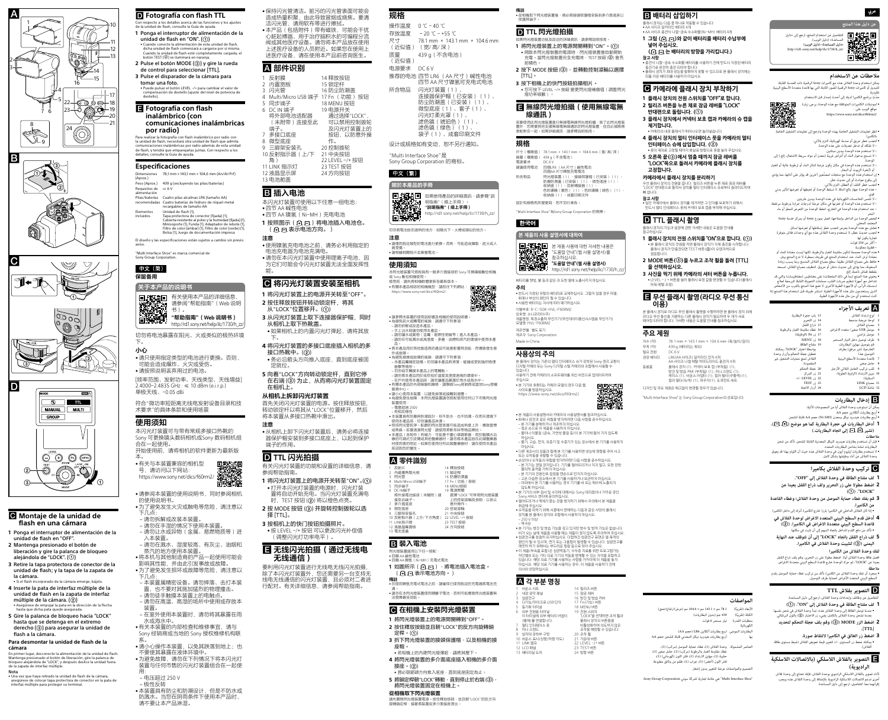# C Montaje de la unidad de flash en una cámara

En primer lugar, desconecte la alimentación de la unidad de flash. Mantenga presionado el botón de liberación, gire la palanca de bloqueo alejándola de "LOCK" y después deslice la unidad fuera de la zapata de interfaz múltiple.

1. **Ponga el interruptor de alimentación de la unidad de flash en "OFF".**
2. **Mantenga presionado el botón de liberación y gire la palanca de bloqueo alejándola de "LOCK". (①)**
3. **Retire la tapa protectora de conector de la unidad de flash; y la tapa de la zapata de la cámara.**
   - Si el flash incorporado de la cámara emerge, bájelo.
4. **Inserte la pata de interfaz múltiple de la unidad de flash en la zapata de interfaz múltiple de la cámara. (②)**
   - Asegúrese de empujar la pata en la dirección de la flecha hasta que dicha pata quede asegurada.
5. **Gire la palanca de bloqueo hacia "LOCK" hasta que se detenga en el extremo derecho (③) para asegurar la unidad de flash a la cámara.**

**Para desmontar la unidad de flash de la cámara**

En primer lugar, desconecte la alimentación de la unidad de flash. Mantenga presionado el botón de liberación, gire la palanca de bloqueo alejándola de "LOCK" y después deslice la unidad fuera de la zapata de interfaz múltiple.

**Nota**

- Una vez que haya retirado la unidad de flash de la cámara, asegúrese de colocar tapa protectora de conector en la pata de interfaz múltiple para proteger su terminal.

# D Fotografía con flash TTL

Con respecto a los detalles acerca de las funciones y los ajustes de la unidad de flash, consulte la Guía de ayuda.

1. **Ponga el interruptor de alimentación de la unidad de flash en "ON". (①)**
   - Cuando conecte la alimentación de esta unidad de flash, dicha unidad de flash comenzará a cargarse por sí misma. Cuando la unidad de flash esté completamente cargada, el botón TEST (②) se iluminará en naranja.
2. **Pulse el botón MODE (③) y gire la rueda de control para seleccionar [TTL].**
3. **Pulse el disparador de la cámara para tomar una foto.**
   - Pulse el botón LEVEL –/+ para cambiar el valor de compensación de destello (ajuste del nivel de potencia de destello).

# E Fotografía con flash inalámbrico (con comunicaciones inalámbricas por radio)

Para realizar la fotografía con flash inalámbrico por radio con la unidad de flash, necesitará otra unidad de flash que admita comunicaciones inalámbricas por radio además de esta unidad de flash, y tendrá que emparejarlas juntas. Con respecto a los detalles, consulte la Guía de ayuda.

## Especificaciones

| | |
|---|---|
| Dimensiones (Aprox.) | 78,1 mm × 143,1 mm × 104,6 mm (An/Al/Prf) |
| Peso (Aprox.) | 439 g (excluyendo las pilas/baterías) |
| Requisitos de alimentación | cc 6 V |
| Pilas/baterías recomendadas | Cuatro pilas alcalinas LR6 (tamaño AA) Cuatro baterías de hidruro de níquel-metal recargables de tamaño AA |
| Elementos incluidos | Unidad de flash (1), Tapa protectora de conector (fijada) (1), Cubierta resistente al polvo y la humedad (fijada)(1), Minisoporte (1), Funda (1), Adaptador de rebote (1), Filtro de color (ámbar) (1), Filtro de color (verde) (1), Bolsa (1), Juego de documentación impresa |

El diseño y las especificaciones están sujetos a cambio sin previo aviso.

"Multi Interface Shoe" es marca comercial de Sony Group Corporation.

## 中文（简）

**保留备用**

### 关于本产品的说明书

有关使用本产品的详细信息，请参阅"帮助指南"（Web 说明书）。

**"帮助指南"（Web 说明书）**

http://rd1.sony.net/help/ilc/1730/h_zz/

切勿将电池暴露在阳光、火或类似的极热环境下。

**小心**

- 请只使用指定类型的电池进行更换。否则，可能会造成爆炸、火灾或受伤。
- 请按照说明丢弃用过的电池。

[频率范围、发射功率、天线类型、天线增益]
2.4000–2.4835 GHz：≤ 10 dBm (e.i.r.p.)
单极天线，-0.05 dBi

符合"微功率短距离无线电发射设备目录和技术要求"的具体条款和使用场景

### 使用须知

本闪光灯装置可与带有常规多接口热靴的 Sony 可更换镜头数码相机或Sony 数码相机配合一起使用。

开始使用前，请将相机的软件更新为最新版本。

- 有关与本装置兼容的相机型号，请访问以下网站：
  https://www.sony.net/dics/f60rm2/
- 请参阅本装置的使用说明书，同时参阅相机的使用说明书。
- 为了避免发生火灾或触电等危险，请注意以下几点：
  - 请勿拆解或改装本装置。
  - 请勿在手湿的情况下使用本装置。
  - 请勿让水或异物（金属、易燃物质等）进入本装置。
  - 请勿在高温、潮湿、有灰尘、油烟和蒸汽的地方使用本装置。
- 将本机与其他制造商的产品一起使用可能会影响其性能，并由此引发事故或故障。
- 为了避免发生损坏或故障等危险，请注意以下几点：
  - 本装置属精密设备。请勿摔落、击打本装置，也不要对其施加猛烈的物理撞击。
  - 请勿在手触碰本装置上的电触点。
  - 请勿在高温、高湿的场所中使用或存放本装置。
  - 在室外使用本装置时，请勿将其暴露在雨水或海水中。
- 有关本装置的内部检查和维修事宜，请与 Sony 经销商或当地的 Sony 授权维修机构联系。
- 请小心操作本装置，以免其跌落到地上；也不要使其暴露在液体环境中。
- 为避免故障，请勿在下列情况下将本闪光灯装置与任何市售的闪光灯装置组合在一起使用：
  - 电压超过 250 V
  - 极性反转
- 本装置具有防尘和防潮设计，但是不防水或防溅水。当您在阴雨条件下使用本产品时，请不要让本产品淋湿。
- 保持闪光管清洁。脏污的闪光管表面可能会造成热量积聚，由此导致冒烟或烧焦。要清洁闪光管，请用软布等进行擦拭。
- 本产品（包括附件）带有磁铁，可能会干扰心脏起搏器、用于治疗脑积水的可编程分流阀或其他医疗设备。请勿将本产品放在使用上述医疗设备的人员附近。如果您在使用上述医疗设备，请在使用本产品前咨询医生。

### A 部件识别

| | |
|---|---|
| 1 反射屏 | 14 释放按钮 |
| 2 内置宽板 | 15 锁定杆 |
| 3 闪光管 | 16 防尘防潮盖 |
| 4 Multi/Micro USB 端子 | 17 Fn（功能）按钮 |
| 5 同步端子 | 18 MENU 按钮 |
| 6 DC IN 端子<br>将外部电池适配器（未附带）连接至此端子。 | 19 电源开关<br>通过选择"LOCK"，可以禁用控制拨轮及闪光灯装置上的按钮，以防意外操作。 |
| 7 多接口底座 | |
| 8 微型底座 | |
| 9 三脚架安装孔 | 20 控制拨轮 |
| 10 反射指示器（上/下角） | 21 中央按钮 |
| | 22 LEVEL –/+ 按钮 |
| 11 LINK 指示灯 | 23 TEST 按钮 |
| 12 液晶显示屏 | 24 方向按钮 |
| 13 电池舱盖 | |

### B 插入电池

本闪光灯装置可使用以下任意一组电池：
- 四节 AA 碱性电池
- 四节 AA 镍氢（Ni-MH）充电电池

1. **按照图示（⊕⊖）将电池插入电池仓。**
   （⊕⊖表示电池方向。）

**注意**

- 使用镍氢充电电池之前，请务必利用指定的电池充电器为电池充满电。
- 请勿在本闪光灯装置中使用锂离子电池，因为它们可能会导致本闪光灯装置无法全面发挥性能。

### C 将闪光灯装置安装至相机

1. **将闪光灯装置上的电源开关转至"OFF"。**
2. **按住释放按钮并转动锁定杆，将其从"LOCK"位置移开。(①)**
3. **从闪光灯装置上取下连接器保护护盖，同时从相机上取下热靴盖。**
   - 如果相机上的内置闪光灯弹起，请将其放下。
4. **将闪光灯装置的多接口底座插入相机的多接口热靴中。(②)**
   - 务必沿箭头方向推入底座，直到底座被固定就位。
5. **向着"LOCK"方向转动锁定杆，直到它停在右端（③）为止，从而将闪光灯装置固定在相机上。**

**从相机上拆卸闪光灯装置**

首先关闭闪光灯装置的电源。按住释放按钮，转动锁定杆以将其从"LOCK"位置移开，然后将本装置从多接口热靴中滑出。

**注意**

- 从相机上卸下闪光灯装置后，请务必将连接器保护帽安装到多接口底座上，以起到保护端子的作用。

### D TTL 闪光拍摄

有关闪光灯装置的功能和设置的详细信息，请参阅帮助指南。

1. **将闪光灯装置上的电源开关转至"ON"。(①)**
   - 打开本闪光灯装置的电源时，闪光灯装置将自动开始充电。当闪光灯装置充满电时，TEST 按钮（②）将以橙色点亮。
2. **按 MODE 按钮（③）并旋转控制拨轮以选择 [TTL]。**
3. **按相机上的快门按钮拍摄照片。**
   - 按 LEVEL –/+ 按钮 可以更改闪光补偿值（调整闪光灯功率电平）。

### E 无线闪光拍摄（通过无线电无线通信）

要利用闪光灯装置进行无线电无线闪光拍摄，除了本闪光灯装置外，您还需要另一台支持无线电无线通信的闪光灯装置，且必须对二者进行配对。有关详细信息，请参阅帮助指南。

### 规格

| | |
|---|---|
| 操作温度 | 0 °C – 40 °C |
| 存放温度 | –20 °C – +55 °C |
| 尺寸（近似值） | 78.1 mm × 143.1 mm × 104.6 mm（宽/高/深） |
| 质量（近似值） | 439 g（不含电池） |
| 电源要求 | DC 6 V |
| 推荐的电池 | 四节 LR6（AA 尺寸）碱性电池<br>四节 AA 尺寸镍氢充电式电池 |
| 所含物品 | 闪光灯装置（1）、连接器保护帽（已安装）（1）、防尘防潮盖（已安装）（1）、微型底座（1）、套子（1）、闪光灯柔光罩（1）、滤色镜（琥珀色）（1）、滤色镜（绿色）（1）、袋子（1）、成套印刷文件 |

设计或规格如有变动，恕不另行通知。

"Multi Interface Shoe"是 Sony Group Corporation 的商标。

## 中文（繁）

### 關於本產品的手冊

如需使用產品的詳細資訊，請參閱"說明指南"（線上手冊）。

**"說明指南"（線上手冊）**

http://rd1.sony.net/help/ilc/1730/h_zz/

切勿將電池放在過熱的地方，如陽光下、火爐或類似的地方。

**注意**

- 請僅用指定類型的電池進行更換。否則，可能造成爆炸、起火或人員受傷。
- 請根據相關指示丟棄舊電池。

### 使用須知

本閃光燈裝置可搭配具有一般多介面熱靴的 Sony 可換鏡頭數位相機或 Sony 數位相機使用。

使用前，請先將您相機的軟體更新至最新版本。

- 有關本產品相容的相機機型，請造訪以下網站：
  https://www.sony.net/dics/f60rm2/
- 請參閱本裝置的使用說明書及相機的使用說明書。
- 為避免火災或電擊的危險，請注意下列事項：
  - 請勿拆解或改造本產品。
  - 手上沾水時請勿使用本產品。
  - 請勿讓水或異物（金屬、易燃性物品等）進入本產品。
  - 請勿在可能高溫、潮濕、多塵、油膩煙氣或蒸汽的場所中使用本產品。
- 將本產品與其他製造商的產品搭配使用可能會影響其效能，從而導致事故或故障。
- 為避免損壞或故障的風險，請遵守下列事項：
  - 本產品為精密設備，切勿讓本產品掉落、被撞擊或受到強烈的衝擊等物理撞擊。
  - 切勿用手觸碰本產品上的電觸點。
  - 請勿將本產品置於或存放於溫度及濕度過高的環境中。
  - 在戶外使用本產品時，請勿讓本產品暴露在雨水或海水中。
- 有關本產品內部檢查與維修等相關事宜，請洽詢您的經銷商或當地經授權的 Sony 服務中心。
- 請小心使用本裝置，以避免其掉落或接觸到液體。
- 為避免發生故障，本閃光燈裝置請勿與其他市售的閃光燈裝置合併使用：
  - 電壓超過 250V
  - 有極反轉情
- 本裝置具有防塵與防潮設計，但不防水、也不防濺。在雨天環境下使用本產品時，切勿讓本產品淋濕。
- 保持閃光管清潔。髒污的閃光管表面可能造成熱度上升，導致冒煙或燒焦。若要清潔閃光管，請使用軟布等進行擦拭。
- 本產品（含附件）具有磁鐵，可能會干擾心律調節器、用於腦積水治療的可程式分流閥或其他醫療設備。請勿將本產品放在使用此類醫療設備的人員附近。如果您使用任何此類醫療設備，請在使用本產品前諮詢醫生。

### A 零件識別

| | |
|---|---|
| 1 反射片 | 14 釋放按鈕 |
| 2 內建廣角擴充板 | 15 鎖定桿 |
| 3 閃光管 | 16 防塵防滴護蓋 |
| 4 Multi/Micro USB 端子 | 17 Fn（功能）按鈕 |
| 5 同步端子 | 18 MENU 按鈕 |
| 6 DC IN 端子<br>將外接電池轉接器（未附件）連接至此端子。 | 19 電源開關<br>選擇"LOCK"可停用閃光燈裝置上的控制滾輪及按鈕，以防止意外操作。 |
| 7 多介面底座 | |
| 8 微型底座 | 20 控制滾輪 |
| 9 三腳架安裝孔 | 21 中央按鈕 |
| 10 反射指示器（上方/下方角度） | 22 LEVEL –/+ 按鈕 |
| 11 LINK 指示燈 | 23 TEST 按鈕 |
| 12 液晶螢幕 | 24 方向按鈕 |
| 13 電池護蓋 | |

### B 裝入電池

閃光燈裝置適用以下任一組電池：
- 四顆 AA 鹼性電池
- 四顆 AA 鎳氫（Ni-MH）充電式電池

1. **如圖所示（⊕⊖），將電池插入電池盒。**
   （⊕⊖表示電池方向。）

**備註**

- 在使用鎳氫充電式電池之前，請確認使用指定的充電器將電池充飽。
- 請勿在本閃光燈裝置使用鋰離子電池，否則可能導致閃光燈裝置無法發揮最佳效能。

### C 在相機上安裝閃光燈裝置

1. **將閃光燈裝置上的電源開關轉到"OFF"。**
2. **按住釋放按鈕並且朝"LOCK"的反方向旋轉鎖定桿。(①)**
3. **拆下閃光燈裝置的接頭保護帽，以及相機的接座蓋。**
   - 若相機上的內建閃光燈彈起，請將其壓下。
4. **將閃光燈裝置的多介面底座插入相機的多介面接座。(②)**
   - 務必朝箭頭方向推入底座，直到底座固定為止。
5. **將鎖定桿朝"LOCK"轉動，直到停止於右端（③），將閃光燈裝置固定在相機上。**

**從相機取下閃光燈裝置**

請先關閉閃光燈裝置電源。按住釋放按鈕，並且朝"LOCK"的反方向旋轉鎖定桿，接著將裝置滑出多介面接座。

**備註**

- 從相機取下閃光燈裝置後，務必將接頭保護帽安裝到多介面底座上以保護其端子。

### D TTL 閃光燈拍攝

如需閃光燈裝置功能及設定的詳細資訊，請參閱說明指南。

1. **將閃光燈裝置上的電源開關轉到"ON"。(①)**
   - 開啟本閃光燈裝置的電源時，閃光燈裝置會自動開始充電。當閃光燈裝置完全充電時，TEST 按鈕（②）會亮起橙色。
2. **按下 MODE 按鈕（③），並轉動控制滾輪以選擇 [TTL]。**
3. **按下相機上的快門按鈕拍攝相片。**
   - 您可按下 LEVEL –/+ 按鈕 變更閃光燈補償值（調整閃光燈功率等級）。

### E 無線閃光燈拍攝（使用無線電無線通訊）

若要使用此閃光燈裝置進行無線電無線閃光燈拍攝，除了此閃光燈裝置外，您需要另外支援無線電無線通訊的閃光燈裝置，且您必須將兩者配對在一起。如需詳細資訊，請參閱說明指南。

### 規格

| | |
|---|---|
| 尺寸（約略值） | 78.1 mm × 143.1 mm × 104.6 mm（寬/高/深） |
| 質量（約略值） | 439 g（不含電池） |
| 電源要求 | DC 6 V |
| 建議使用電池 | 四顆 LR6（AA 尺寸）鹼性電池<br>四顆 AA 尺寸鎳氫充電式電池 |
| 所含物品 | 閃光燈裝置（1）、接頭保護帽（已安裝）（1）、防塵防滴護蓋（已安裝）（1）、微型底座（1）、收納盒（1）、閃光燈柔光罩（1）、色彩濾鏡（黃色）（1）、色彩濾鏡（綠色）（1）、收納袋（1）、成套印刷文件 |

設計和規格如有變更，恕不另行通知。

"Multi Interface Shoe"為 Sony Group Corporation 的商標。

## 한국어

### 본 제품의 사용 설명서에 대하여

본 제품 사용에 대한 자세한 내용은 "도움말 안내"(웹 사용 설명서)를 참조하십시오.

**"도움말 안내"(웹 사용 설명서)**

http://rd1.sony.net/help/ilc/1730/h_zz/

배터리를 햇빛, 불 등과 같은 과도한 열에 노출시키지 마십시오.

**주의**

- 반드시 지정된 유형의 배터리로 교체하십시오. 그렇지 않을 경우 파열, 화재나 부상의 원인이 될 수 있습니다.
- 사용한 배터리는 지시에 따라 폐기하십시오.

식별부호: R-C-SOK-HVL-F60RM2
상호명: 소니코리아(주)
제품명칭: 특정소출력 무선기기(무선데이터통신시스템용 무선기기)
모델명: HVL-F60RM2
제조연월: 별도 표기
제조자: Sony Corporation
Made in China

### 사용상의 주의

본 플래시 장치는 기존의 멀티 인터페이스 슈가 장착된 Sony 렌즈 교환식 디지털 카메라 또는 Sony 디지털 스틸 카메라와 조합하여 사용할 수 있습니다.

사용하기 전에 카메라의 소프트웨어를 최신 버전으로 업데이트하여 주십시오.

- 본 기기와 호환되는 카메라 모델의 경우 다음 웹 사이트를 방문하십시오.
  https://www.sony.net/dics/f60rm2/
- 본 제품의 사용설명서와 함께 카메라의 사용설명서를 참조하십시오.
- 화재나 감전과 같은 위험을 방지하려면 다음 사항을 준수하십시오.
  - 본기기를 분해하거나 개조하지 마십시오.
  - 젖은 손으로 본 제품을 사용하지 마십시오.
  - 물이나 이물질(금속, 가연성 물질 등)이 본 기기에 들어가지 않도록 하십시오.
  - 뜨거운 곳, 고습, 먼지, 유증기 및 수증기가 있는 장소에서 본 기기를 사용하지 마십시오.
- 다른 제조사의 제품과 함께 본 기기를 사용하면 성능에 영향을 주어 사고 또는 오작동을 유발할 수 있습니다.
- 손상이나 오작동의 위험을 방지하려면 다음 사항을 준수하십시오.
  - 본 기기는 정밀 장치입니다. 기기를 떨어뜨리거나 치지 말고, 또한 강한 물리적 충격을 가하지 마십시오.
  - 본 기기의 전원단자 접점을 맨손으로 만지지 마십시오.
  - 고온 다습한 장소에서 본 기기를 사용하거나 보관하지 마십시오.
  - 야외에서 본 기기를 사용하는 경우 기기를 비 또는 해수에 노출되지 않도록 하십시오.
- 본 기기의 내부 검사 및 수리에 대해서는 Sony 대리점이나 가까운 공인 Sony 서비스 센터에 문의하십시오.
- 본 제품을 떨어뜨리지 않도록 조심하시고 액체에 노출되지 않도록 조심하여 취급해 주십시오.
- 오작동을 방지하기 위해 본 플래시 장치를 다음과 같은 시판의 플래시 장치와 조합하여 사용하지 마십시오.
  - 250 V 이상
  - 역극성
- 본 기기는 방진 및 방습 기능을 염두해 설계되었지만 방수 및 방적 기능은 없습니다. 비가 오는 날에 제품을 사용할 때는 제품이 젖지 않도록 주의하여 주십시오.
- 섬광관은 깨끗하게 유지하십시오. 더럽혀진 섬광관 표면은 열 축적의 원인이 될 수 있으며, 연기 또는 그을림이 발생할 수 있습니다. 섬광관을 깨끗하게 하려면 부드러운 천 등으로 닦아 주십시오.
- 본 제품(부속품 포함)은 심장박동기, 수두증 치료를 위한 프로그램가능 차단밸브 또는 기타 의료 기기의 작동을 방해할 수 있는 자석을 포함하고 있습니다. 해당 의료 기기를 사용하는 사람에게 본 제품을 놓지 마십시오. 해당 의료 기기를 사용하는 경우 본 제품을 사용하기 전에 의사와 상담하십시오.

### A 각 부분 명칭

| | |
|---|---|
| 1 바운스 시트 | 14 릴리즈 버튼 |
| 2 내장 광각 패널 | 15 잠금 레버 |
| 3 섬광전구 | 16 방진 및 방습 커버 |
| 4 Multi/Micro USB 단자 | 17 Fn(기능) 버튼 |
| 5 동기화 단자 | 18 MENU 버튼 |
| 6 DC IN 단자<br>이 단자에서 외부 배터리 어댑터(별매)를 연결합니다. | 19 전원 스위치<br>"LOCK"을 선택하면 조작 휠과 플래시 장치의 버튼이 비활성화되어 의도하지 않은 조작을 예방할 수 있습니다. |
| 7 멀티 인터페이스 풋 | |
| 8 미니 스탠드 | |
| 9 삼각대 장착 구멍 | 20 조작 휠 |
| 10 바운스 표시(상향/하향 각도) | 21 가운데 버튼 |
| 11 LINK 램프 | 22 LEVEL –/+ 버튼 |
| 12 LCD 화면 | 23 TEST 버튼 |
| 13 배터리실 도어 | 24 방향 버튼 |

### B 배터리 삽입하기

플래시 장치는 다음 중 하나로 작동할 수 있습니다:
- AA 사이즈 알카라인 배터리 4개
- AA 사이즈 충전식 니켈-수소 충전식(Ni-MH) 배터리 4개

1. **그림（⊕⊖）와 같이 배터리를 배터리 수납부에 넣어 주십시오.**
   （⊕⊖는 배터리의 방향을 가리킵니다.）

**참고 사항**

- 충전식 니켈-수소 충전식 배터리를 사용하기 전에 반드시 지정된 배터리 충전기로 완전히 충전 되었어야 합니다.
- 플래시 장치가 최대 성능을 발휘하지 못할 수 있으므로 본 플래시 장치에는 리튬 이온 배터리를 사용하지 마십시오.

### C 카메라에 플래시 장치 부착하기

1. **플래시 장치의 전원 스위치를 "OFF"로 합니다.**
2. **릴리즈 버튼을 누른 채로 잠금 레버를 "LOCK" 반대편으로 돌립니다. (①)**
3. **플래시 장치에서 커넥터 보호 캡과 카메라의 슈 캡을 제거합니다.**
   - 카메라의 내장 플래시가 튀어나오면 눌러주십시오.
4. **플래시 장치의 멀티 인터페이스 풋을 카메라의 멀티 인터페이스 슈에 삽입합니다. (②)**
   - 풋이 제대로 고정될 때까지 화살표 방향으로 풋을 눌러 주십시오.
5. **오른쪽 끝(③)에서 멈출 때까지 잠금 레버를 "LOCK"쪽으로 돌려서 카메라에 플래시 장치를 고정합니다.**

**카메라에서 플래시 장치를 분리하기**

우선 플래시 장치의 전원을 끕니다. 릴리즈 버튼을 누른 채로 잠금 레버를 "LOCK" 반대편으로 돌려서 장치를 멀티 인터페이스 슈에서 슬라이드하여 빼 냅니다.

**참고 사항**

- 카메라에서 플래시 장치를 제거하면 그 단자를 보호하기 위해서 반드시 멀티 인터페이스 풋에 커넥터 보호 캡을 부착해 주십시오.

### D TTL 플래시 촬영

플래시 장치의 기능과 설정에 관한 자세한 내용은 도움말 안내를 참고하십시오.

1. **플래시 장치의 전원 스위치를 "ON"으로 합니다. (①)**
   - 본 플래시 장치의 전원을 켜면 플래시 장치가 자동 충전을 시작합니다. 플래시 장치가 완충되면 TEST 버튼(②)이 오렌지색으로 점등됩니다.
2. **MODE 버튼(③)을 누르고 조작 휠을 돌려 [TTL]을 선택하십시오.**
3. **사진을 찍기 위해 카메라의 셔터 버튼을 누릅니다.**
   - LEVEL –/+ 버튼을 눌러 플래시 보정 값을 변경할 수 있습니다(플래시 파워 레벨 조정).

### E 무선 플래시 촬영(라디오 무선 통신 이용)

본 플래시 장치로 라디오 무선 플래시 촬영을 수행하려면 본 플래시 장치 외에 라디오 무선 통신을 지원하는 다른 플래시 장치가 필요하며 두 개를 서로 페어링 되어야 합니다. 자세한 내용은 도움말 안내를 참조하십시오.

### 주요 제원

| | |
|---|---|
| 치수 (약) | 78.1 mm × 143.1 mm × 104.6 mm (폭/높이/깊이) |
| 무게 (약) | 439 g (배터리 제외) |
| 필요 전원 | DC 6 V |
| 권장 배터리 | LR6(AA 사이즈) 알카라인 전지 4개<br>AA 사이즈 니켈-수소 충전식 배터리 4개 |
| 동봉품 | 플래시 장치 (1), 커넥터 보호 캡 (부착됨) (1), 방진 및 방습 커버 (부착됨) (1), 미니 스탠드 (1), 케이스 (1), 바운스 어댑터 (1), 컬러 필터(주황색) (1), 컬러 필터(녹색) (1), 파우치 (1), 인쇄 문서 |

디자인 및 주요 제원은 예고없이 변경될 경우가 있습니다.

"Multi Interface Shoe"는 Sony Group Corporation의 상표입니다.

## عربي

### عن دليل هذا المنتج

للتفاصيل عن استخدام المنتج، ارجع إلى «دليل المساعدة» (دليل الويب).

**«دليل المساعدة» (دليل الويب)**

http://rd1.sony.net/help/ilc/1730/h_zz/

### ملاحظات عن الاستخدام

يمكن استخدام وحدة الفلاش هذه مع كاميرات Sony الرقمية ذات العدسة القابلة للتبديل أو كاميرات Sony الرقمية المزودة بقاعدة متعددة الأغراض العادية.

قم بتحديث برامج الكاميرا إلى أحدث إصدار قبل الاستخدام.

- لموديلات الكاميرات المتوافقة مع هذه الوحدة، يرجى زيارة موقع الويب التالي:
  https://www.sony.net/dics/f60rm2/
- انظر تعليمات التشغيل الخاصة بهذه الوحدة وارجع إلى تعليمات التشغيل الخاصة بالكاميرا.

### A تعريف الأجزاء

| | |
|---|---|
| 1 لوح ارتداد الفلاش | 14 زر التحرير |
| 2 لوح عريض مدمج | 15 ذراع القفل |
| 3 مصباح الفلاش | 16 غطاء مقاوم للغبار والرطوبة |
| 4 موصل Multi/Micro USB | 17 زر Fn (الوظيفة) |
| 5 موصل تزامن | 18 زر MENU |
| 6 طرف DC IN | 19 مفتاح الطاقة |
| 7 قاعدة متعددة الأغراض | 20 قرص التحكم |
| 8 حامل صغير | 21 الزر الأوسط |
| 9 فتحة الحامل ثلاثي القوائم | 22 زر LEVEL –/+ |
| 10 مؤشر الارتداد | 23 زر TEST |
| 11 مصباح LINK | 24 أزرار الاتجاه |
| 12 شاشة LCD | |
| 13 غطاء حجيرة البطاريات | |

### B إدخال البطاريات

يمكن أن تستوعب وحدة الفلاش أي من المجموعات الآتية:
- أربع بطاريات ألكالاين حجم AA
- أربع بطاريات هيدريد نيكل معدني (Ni-MH) قابلة للشحن حجم AA

1. **أدخل البطاريات في حجرة البطارية كما هو موضح (⊕⊖).**

### C تركيب وحدة الفلاش بالكاميرا

1. **قم بإيقاف تشغيل مفتاح الطاقة في وحدة الفلاش إلى "OFF".**
2. **اضغط مطولاً على زر التحرير وقم بتدوير ذراع القفل بعيداً عن "LOCK". (①)**
3. **قم بفك غطاء حماية الموصل من وحدة الفلاش؛ وغطاء القاعدة من الكاميرا.**
4. **أدخل قدم القاعدة متعددة الأغراض لوحدة الفلاش في قاعدة الكاميرا متعددة الأغراض. (②)**
5. **أدر ذراع القفل باتجاه "LOCK" إلى أن يتوقف عند النهاية اليمنى (③) لتثبيت وحدة الفلاش في الكاميرا.**

### D التصوير بفلاش TTL

1. **قم بوضع مفتاح الطاقة في وحدة الفلاش إلى "ON". (①)**
2. **اضغط الزر MODE (③) وقم بلف عجلة التحكم لتحديد [TTL].**
3. **اضغط زر الغالق في الكاميرا لالتقاط صورة.**

### E التصوير بالفلاش اللاسلكي (بالاتصالات اللاسلكية الراديوية)

### المواصفات

| | |
|---|---|
| الأبعاد (تقريباً) | 78.1 مم × 143.1 مم × 104.6 مم (عرض/ارتفاع/عمق) |
| الكتلة (تقريباً) | 439 جم (بدون البطاريات) |
| متطلبات القدرة الكهربائية | تيار مستمر 6 فولت |
| البطاريات الموصى بها | أربع بطاريات ألكالاين LR6 (حجم AA)<br>أربع بطاريات هيدريد نيكل المعدني قابلة للشحن حجم AA |

التصميم والمواصفات عرضة للتغيير بدون إشعار.

"Multi Interface Shoe" هي علامة تجارية لشركة Sony Group Corporation.